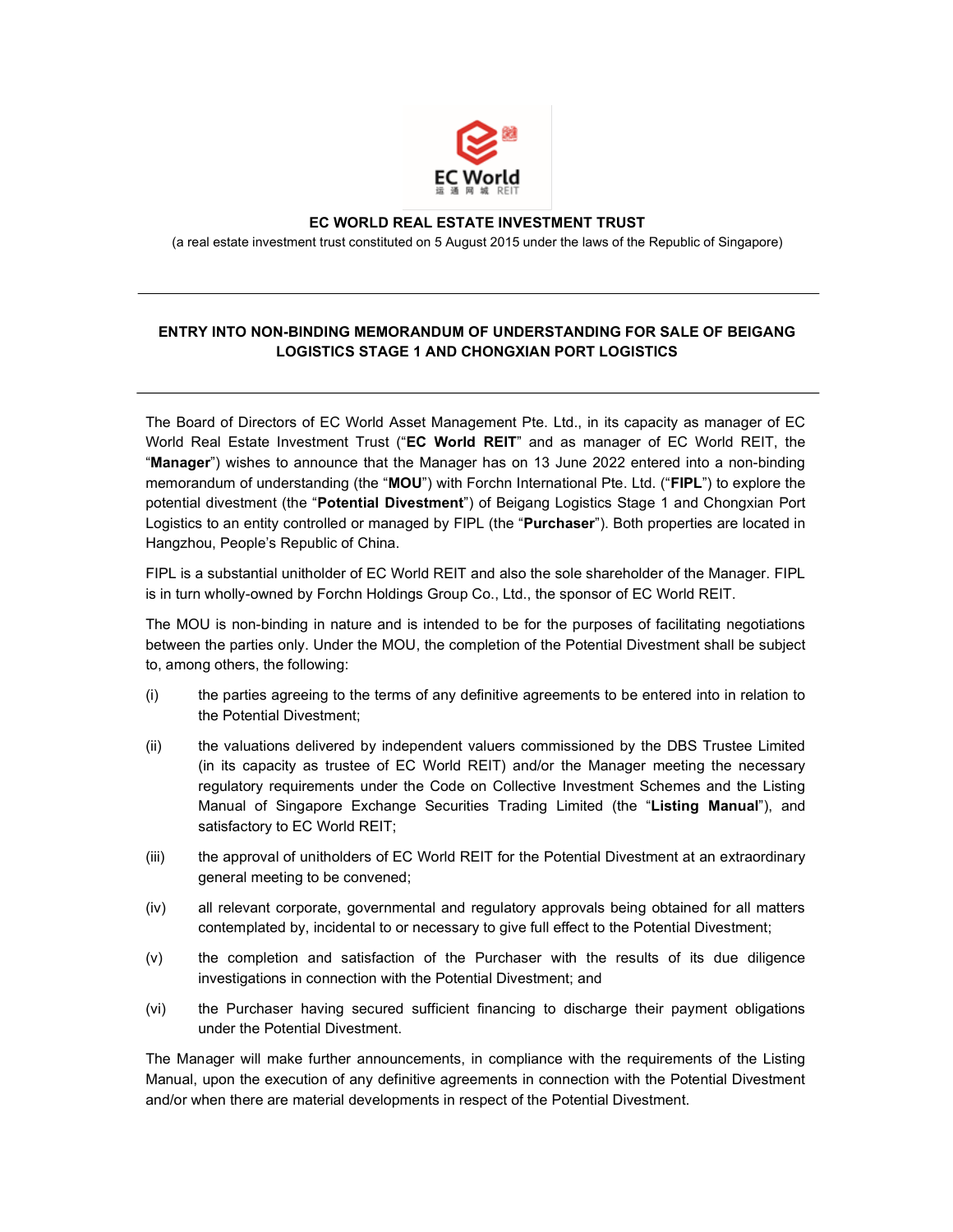**EC WORLD REAL ESTATE INVESTMENT TRUST**

(a real estate investment trust constituted on 5 August 2015 under the laws of the Republic of Singapore)

---

## ENTRY INTO NON-BINDING MEMORANDUM OF UNDERSTANDING FOR SALE OF BEIGANG LOGISTICS STAGE 1 AND CHONGXIAN PORT LOGISTICS

---

The Board of Directors of EC World Asset Management Pte. Ltd., in its capacity as manager of EC World Real Estate Investment Trust ("**EC World REIT**" and as manager of EC World REIT, the "**Manager**") wishes to announce that the Manager has on 13 June 2022 entered into a non-binding memorandum of understanding (the "**MOU**") with Forchn International Pte. Ltd. ("**FIPL**") to explore the potential divestment (the "**Potential Divestment**") of Beigang Logistics Stage 1 and Chongxian Port Logistics to an entity controlled or managed by FIPL (the "**Purchaser**"). Both properties are located in Hangzhou, People's Republic of China.

FIPL is a substantial unitholder of EC World REIT and also the sole shareholder of the Manager. FIPL is in turn wholly-owned by Forchn Holdings Group Co., Ltd., the sponsor of EC World REIT.

The MOU is non-binding in nature and is intended to be for the purposes of facilitating negotiations between the parties only. Under the MOU, the completion of the Potential Divestment shall be subject to, among others, the following:

(i) the parties agreeing to the terms of any definitive agreements to be entered into in relation to the Potential Divestment;

(ii) the valuations delivered by independent valuers commissioned by the DBS Trustee Limited (in its capacity as trustee of EC World REIT) and/or the Manager meeting the necessary regulatory requirements under the Code on Collective Investment Schemes and the Listing Manual of Singapore Exchange Securities Trading Limited (the "**Listing Manual**"), and satisfactory to EC World REIT;

(iii) the approval of unitholders of EC World REIT for the Potential Divestment at an extraordinary general meeting to be convened;

(iv) all relevant corporate, governmental and regulatory approvals being obtained for all matters contemplated by, incidental to or necessary to give full effect to the Potential Divestment;

(v) the completion and satisfaction of the Purchaser with the results of its due diligence investigations in connection with the Potential Divestment; and

(vi) the Purchaser having secured sufficient financing to discharge their payment obligations under the Potential Divestment.

The Manager will make further announcements, in compliance with the requirements of the Listing Manual, upon the execution of any definitive agreements in connection with the Potential Divestment and/or when there are material developments in respect of the Potential Divestment.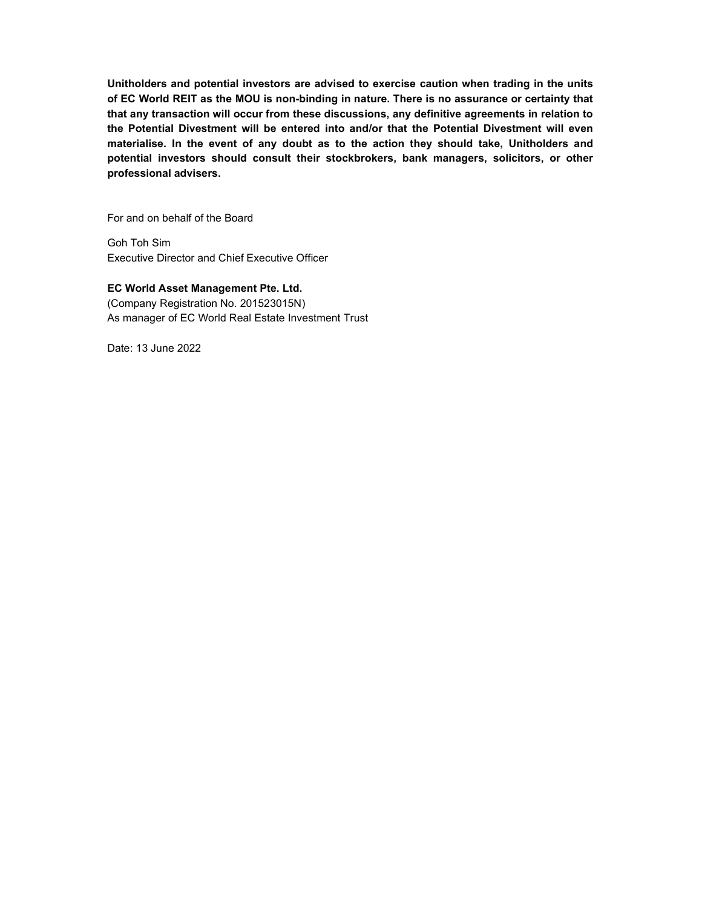**Unitholders and potential investors are advised to exercise caution when trading in the units of EC World REIT as the MOU is non-binding in nature. There is no assurance or certainty that that any transaction will occur from these discussions, any definitive agreements in relation to the Potential Divestment will be entered into and/or that the Potential Divestment will even materialise. In the event of any doubt as to the action they should take, Unitholders and potential investors should consult their stockbrokers, bank managers, solicitors, or other professional advisers.**

For and on behalf of the Board

Goh Toh Sim
Executive Director and Chief Executive Officer

**EC World Asset Management Pte. Ltd.**
(Company Registration No. 201523015N)
As manager of EC World Real Estate Investment Trust

Date: 13 June 2022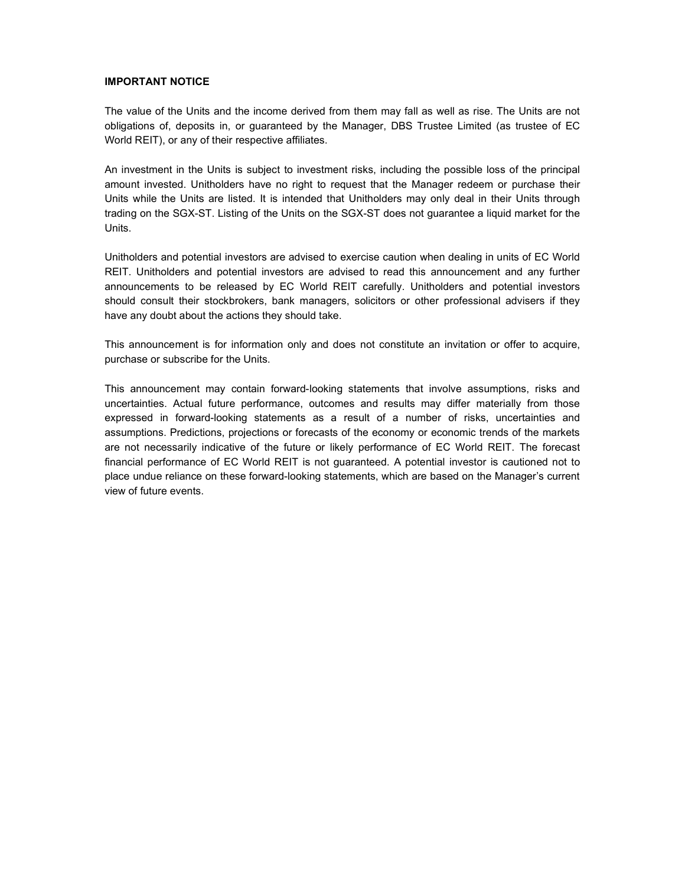**IMPORTANT NOTICE**

The value of the Units and the income derived from them may fall as well as rise. The Units are not obligations of, deposits in, or guaranteed by the Manager, DBS Trustee Limited (as trustee of EC World REIT), or any of their respective affiliates.

An investment in the Units is subject to investment risks, including the possible loss of the principal amount invested. Unitholders have no right to request that the Manager redeem or purchase their Units while the Units are listed. It is intended that Unitholders may only deal in their Units through trading on the SGX-ST. Listing of the Units on the SGX-ST does not guarantee a liquid market for the Units.

Unitholders and potential investors are advised to exercise caution when dealing in units of EC World REIT. Unitholders and potential investors are advised to read this announcement and any further announcements to be released by EC World REIT carefully. Unitholders and potential investors should consult their stockbrokers, bank managers, solicitors or other professional advisers if they have any doubt about the actions they should take.

This announcement is for information only and does not constitute an invitation or offer to acquire, purchase or subscribe for the Units.

This announcement may contain forward-looking statements that involve assumptions, risks and uncertainties. Actual future performance, outcomes and results may differ materially from those expressed in forward-looking statements as a result of a number of risks, uncertainties and assumptions. Predictions, projections or forecasts of the economy or economic trends of the markets are not necessarily indicative of the future or likely performance of EC World REIT. The forecast financial performance of EC World REIT is not guaranteed. A potential investor is cautioned not to place undue reliance on these forward-looking statements, which are based on the Manager's current view of future events.